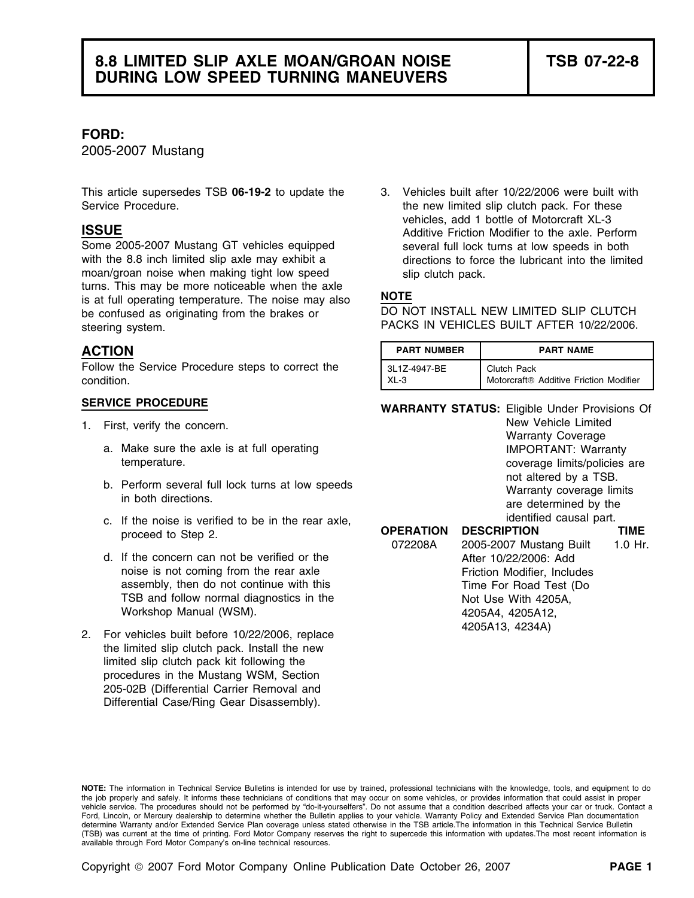# 8.8 LIMITED SLIP AXLE MOAN/GROAN NOISE DURING LOW SPEED TURNING MANEUVERS

**TSB 07-22-8**

## FORD:

2005-2007 Mustang

This article supersedes TSB **06-19-2** to update the Service Procedure.

## ISSUE

Some 2005-2007 Mustang GT vehicles equipped with the 8.8 inch limited slip axle may exhibit a moan/groan noise when making tight low speed turns. This may be more noticeable when the axle is at full operating temperature. The noise may also be confused as originating from the brakes or steering system.

## ACTION

Follow the Service Procedure steps to correct the condition.

### SERVICE PROCEDURE

1. First, verify the concern.
   a. Make sure the axle is at full operating temperature.
   b. Perform several full lock turns at low speeds in both directions.
   c. If the noise is verified to be in the rear axle, proceed to Step 2.
   d. If the concern can not be verified or the noise is not coming from the rear axle assembly, then do not continue with this TSB and follow normal diagnostics in the Workshop Manual (WSM).
2. For vehicles built before 10/22/2006, replace the limited slip clutch pack. Install the new limited slip clutch pack kit following the procedures in the Mustang WSM, Section 205-02B (Differential Carrier Removal and Differential Case/Ring Gear Disassembly).
3. Vehicles built after 10/22/2006 were built with the new limited slip clutch pack. For these vehicles, add 1 bottle of Motorcraft XL-3 Additive Friction Modifier to the axle. Perform several full lock turns at low speeds in both directions to force the lubricant into the limited slip clutch pack.

**NOTE**

DO NOT INSTALL NEW LIMITED SLIP CLUTCH PACKS IN VEHICLES BUILT AFTER 10/22/2006.

| PART NUMBER | PART NAME |
|---|---|
| 3L1Z-4947-BE | Clutch Pack |
| XL-3 | Motorcraft® Additive Friction Modifier |

**WARRANTY STATUS:** Eligible Under Provisions Of New Vehicle Limited Warranty Coverage
IMPORTANT: Warranty coverage limits/policies are not altered by a TSB. Warranty coverage limits are determined by the identified causal part.

| OPERATION | DESCRIPTION | TIME |
|---|---|---|
| 072208A | 2005-2007 Mustang Built After 10/22/2006: Add Friction Modifier, Includes Time For Road Test (Do Not Use With 4205A, 4205A4, 4205A12, 4205A13, 4234A) | 1.0 Hr. |

**NOTE:** The information in Technical Service Bulletins is intended for use by trained, professional technicians with the knowledge, tools, and equipment to do the job properly and safely. It informs these technicians of conditions that may occur on some vehicles, or provides information that could assist in proper vehicle service. The procedures should not be performed by "do-it-yourselfers". Do not assume that a condition described affects your car or truck. Contact a Ford, Lincoln, or Mercury dealership to determine whether the Bulletin applies to your vehicle. Warranty Policy and Extended Service Plan documentation determine Warranty and/or Extended Service Plan coverage unless stated otherwise in the TSB article.The information in this Technical Service Bulletin (TSB) was current at the time of printing. Ford Motor Company reserves the right to supercede this information with updates.The most recent information is available through Ford Motor Company's on-line technical resources.

Copyright © 2007 Ford Motor Company Online Publication Date October 26, 2007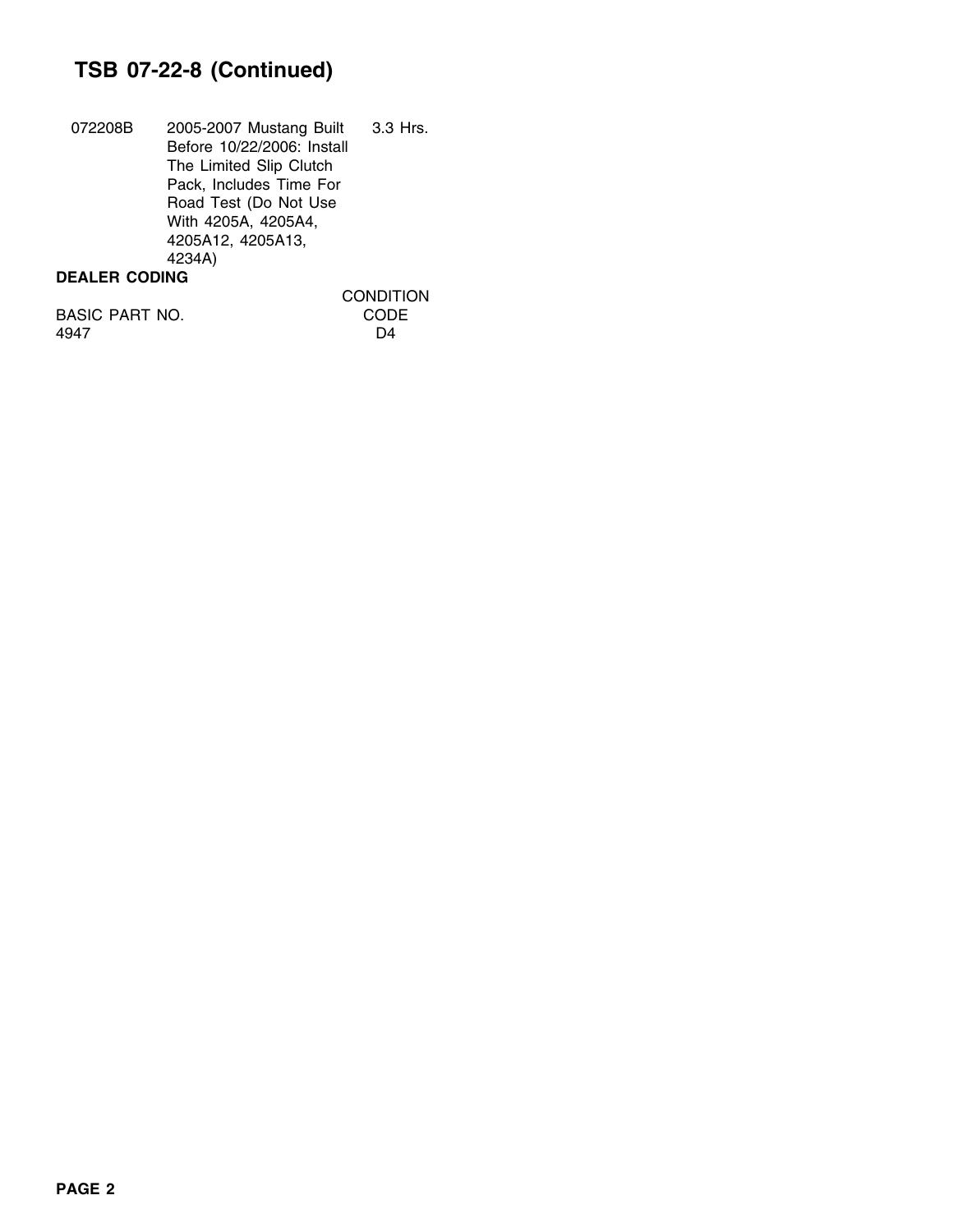# TSB 07-22-8 (Continued)

| | | |
|---|---|---|
| 072208B | 2005-2007 Mustang Built Before 10/22/2006: Install The Limited Slip Clutch Pack, Includes Time For Road Test (Do Not Use With 4205A, 4205A4, 4205A12, 4205A13, 4234A) | 3.3 Hrs. |

**DEALER CODING**

| BASIC PART NO. | CONDITION CODE |
|---|---|
| 4947 | D4 |